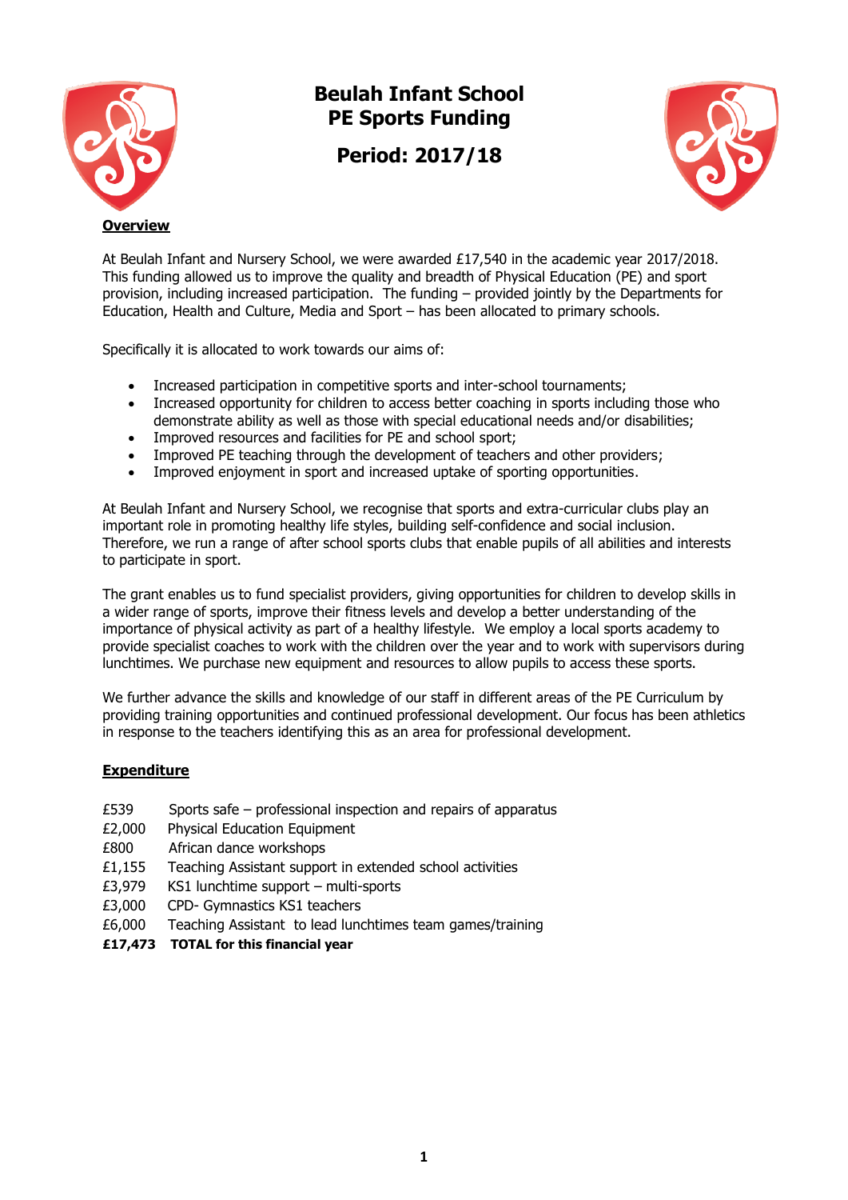# Beulah Infant School
## PE Sports Funding
## Period: 2017/18

**Overview**

At Beulah Infant and Nursery School, we were awarded £17,540 in the academic year 2017/2018. This funding allowed us to improve the quality and breadth of Physical Education (PE) and sport provision, including increased participation. The funding – provided jointly by the Departments for Education, Health and Culture, Media and Sport – has been allocated to primary schools.

Specifically it is allocated to work towards our aims of:

- Increased participation in competitive sports and inter-school tournaments;
- Increased opportunity for children to access better coaching in sports including those who demonstrate ability as well as those with special educational needs and/or disabilities;
- Improved resources and facilities for PE and school sport;
- Improved PE teaching through the development of teachers and other providers;
- Improved enjoyment in sport and increased uptake of sporting opportunities.

At Beulah Infant and Nursery School, we recognise that sports and extra-curricular clubs play an important role in promoting healthy life styles, building self-confidence and social inclusion. Therefore, we run a range of after school sports clubs that enable pupils of all abilities and interests to participate in sport.

The grant enables us to fund specialist providers, giving opportunities for children to develop skills in a wider range of sports, improve their fitness levels and develop a better understanding of the importance of physical activity as part of a healthy lifestyle. We employ a local sports academy to provide specialist coaches to work with the children over the year and to work with supervisors during lunchtimes. We purchase new equipment and resources to allow pupils to access these sports.

We further advance the skills and knowledge of our staff in different areas of the PE Curriculum by providing training opportunities and continued professional development. Our focus has been athletics in response to the teachers identifying this as an area for professional development.

**Expenditure**

| | |
|---|---|
| £539 | Sports safe – professional inspection and repairs of apparatus |
| £2,000 | Physical Education Equipment |
| £800 | African dance workshops |
| £1,155 | Teaching Assistant support in extended school activities |
| £3,979 | KS1 lunchtime support – multi-sports |
| £3,000 | CPD- Gymnastics KS1 teachers |
| £6,000 | Teaching Assistant to lead lunchtimes team games/training |
| **£17,473** | **TOTAL for this financial year** |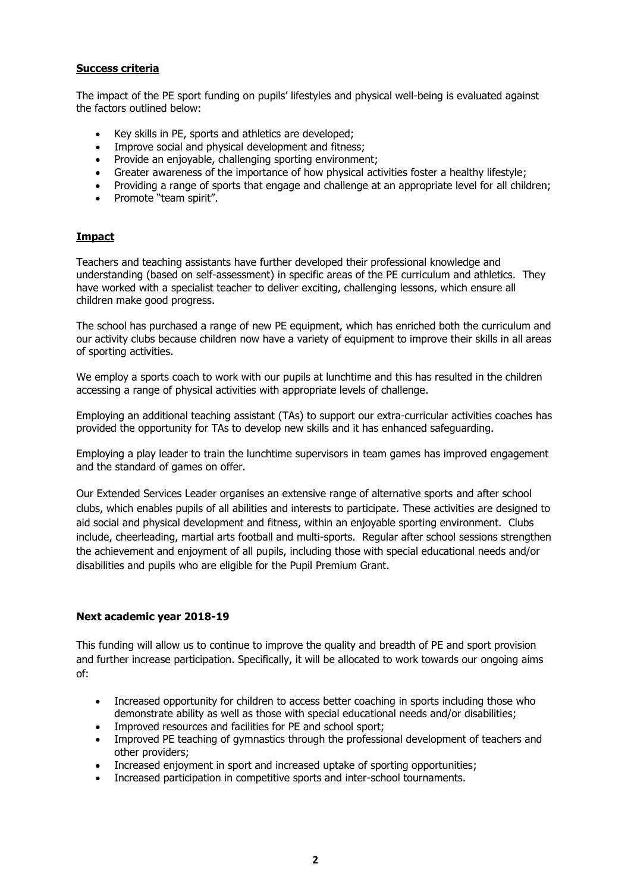## Success criteria

The impact of the PE sport funding on pupils' lifestyles and physical well-being is evaluated against the factors outlined below:

- Key skills in PE, sports and athletics are developed;
- Improve social and physical development and fitness;
- Provide an enjoyable, challenging sporting environment;
- Greater awareness of the importance of how physical activities foster a healthy lifestyle;
- Providing a range of sports that engage and challenge at an appropriate level for all children;
- Promote "team spirit".

## Impact

Teachers and teaching assistants have further developed their professional knowledge and understanding (based on self-assessment) in specific areas of the PE curriculum and athletics. They have worked with a specialist teacher to deliver exciting, challenging lessons, which ensure all children make good progress.

The school has purchased a range of new PE equipment, which has enriched both the curriculum and our activity clubs because children now have a variety of equipment to improve their skills in all areas of sporting activities.

We employ a sports coach to work with our pupils at lunchtime and this has resulted in the children accessing a range of physical activities with appropriate levels of challenge.

Employing an additional teaching assistant (TAs) to support our extra-curricular activities coaches has provided the opportunity for TAs to develop new skills and it has enhanced safeguarding.

Employing a play leader to train the lunchtime supervisors in team games has improved engagement and the standard of games on offer.

Our Extended Services Leader organises an extensive range of alternative sports and after school clubs, which enables pupils of all abilities and interests to participate. These activities are designed to aid social and physical development and fitness, within an enjoyable sporting environment. Clubs include, cheerleading, martial arts football and multi-sports. Regular after school sessions strengthen the achievement and enjoyment of all pupils, including those with special educational needs and/or disabilities and pupils who are eligible for the Pupil Premium Grant.

## Next academic year 2018-19

This funding will allow us to continue to improve the quality and breadth of PE and sport provision and further increase participation. Specifically, it will be allocated to work towards our ongoing aims of:

- Increased opportunity for children to access better coaching in sports including those who demonstrate ability as well as those with special educational needs and/or disabilities;
- Improved resources and facilities for PE and school sport;
- Improved PE teaching of gymnastics through the professional development of teachers and other providers;
- Increased enjoyment in sport and increased uptake of sporting opportunities;
- Increased participation in competitive sports and inter-school tournaments.